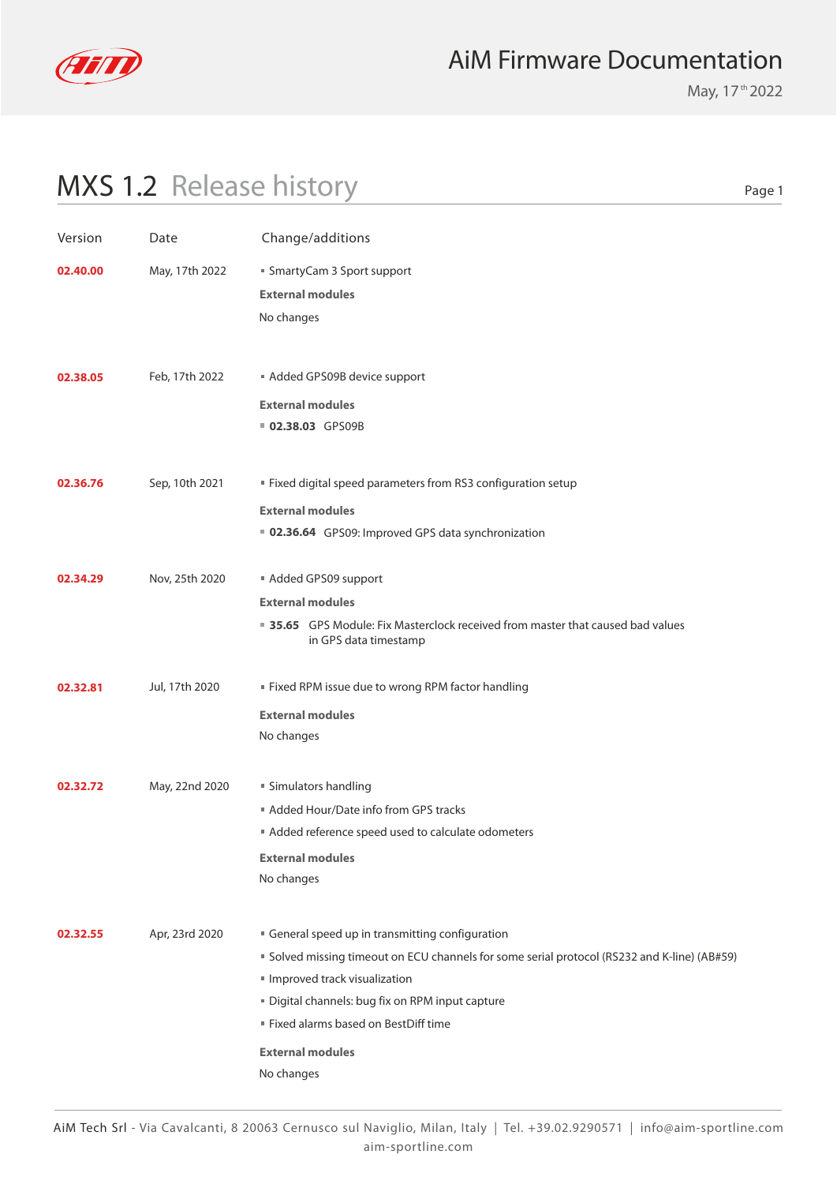# AiM Firmware Documentation

May, 17th 2022

## MXS 1.2 Release history

| Version | Date | Change/additions |
|---|---|---|
| **02.40.00** | May, 17th 2022 | ▪ SmartyCam 3 Sport support<br>**External modules**<br>No changes |
| **02.38.05** | Feb, 17th 2022 | ▪ Added GPS09B device support<br>**External modules**<br>▪ **02.38.03** GPS09B |
| **02.36.76** | Sep, 10th 2021 | ▪ Fixed digital speed parameters from RS3 configuration setup<br>**External modules**<br>▪ **02.36.64** GPS09: Improved GPS data synchronization |
| **02.34.29** | Nov, 25th 2020 | ▪ Added GPS09 support<br>**External modules**<br>▪ **35.65** GPS Module: Fix Masterclock received from master that caused bad values in GPS data timestamp |
| **02.32.81** | Jul, 17th 2020 | ▪ Fixed RPM issue due to wrong RPM factor handling<br>**External modules**<br>No changes |
| **02.32.72** | May, 22nd 2020 | ▪ Simulators handling<br>▪ Added Hour/Date info from GPS tracks<br>▪ Added reference speed used to calculate odometers<br>**External modules**<br>No changes |
| **02.32.55** | Apr, 23rd 2020 | ▪ General speed up in transmitting configuration<br>▪ Solved missing timeout on ECU channels for some serial protocol (RS232 and K-line) (AB#59)<br>▪ Improved track visualization<br>▪ Digital channels: bug fix on RPM input capture<br>▪ Fixed alarms based on BestDiff time<br>**External modules**<br>No changes |

AiM Tech Srl - Via Cavalcanti, 8 20063 Cernusco sul Naviglio, Milan, Italy | Tel. +39.02.9290571 | info@aim-sportline.com
aim-sportline.com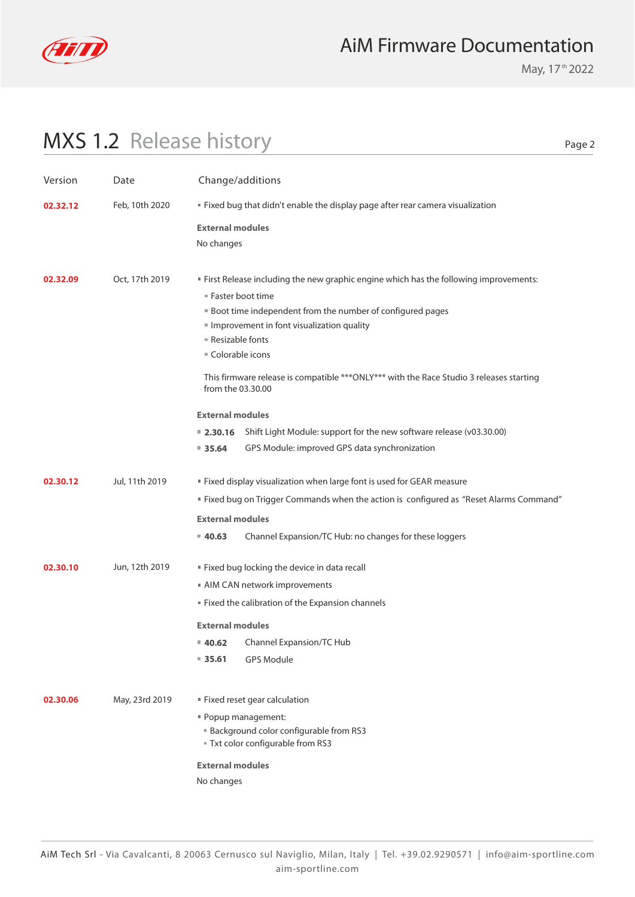## MXS 1.2 Release history

| Version | Date | Change/additions |
| --- | --- | --- |
| **02.32.12** | Feb, 10th 2020 | ▪ Fixed bug that didn't enable the display page after rear camera visualization<br><br>**External modules**<br>No changes |
| **02.32.09** | Oct, 17th 2019 | ▪ First Release including the new graphic engine which has the following improvements:<br>▪ Faster boot time<br>▪ Boot time independent from the number of configured pages<br>▪ Improvement in font visualization quality<br>▪ Resizable fonts<br>▪ Colorable icons<br><br>This firmware release is compatible ***ONLY*** with the Race Studio 3 releases starting from the 03.30.00<br><br>**External modules**<br>▪ **2.30.16** Shift Light Module: support for the new software release (v03.30.00)<br>▪ **35.64** GPS Module: improved GPS data synchronization |
| **02.30.12** | Jul, 11th 2019 | ▪ Fixed display visualization when large font is used for GEAR measure<br>▪ Fixed bug on Trigger Commands when the action is configured as "Reset Alarms Command"<br><br>**External modules**<br>▪ **40.63** Channel Expansion/TC Hub: no changes for these loggers |
| **02.30.10** | Jun, 12th 2019 | ▪ Fixed bug locking the device in data recall<br>▪ AIM CAN network improvements<br>▪ Fixed the calibration of the Expansion channels<br><br>**External modules**<br>▪ **40.62** Channel Expansion/TC Hub<br>▪ **35.61** GPS Module |
| **02.30.06** | May, 23rd 2019 | ▪ Fixed reset gear calculation<br>▪ Popup management:<br>▪ Background color configurable from RS3<br>▪ Txt color configurable from RS3<br><br>**External modules**<br>No changes |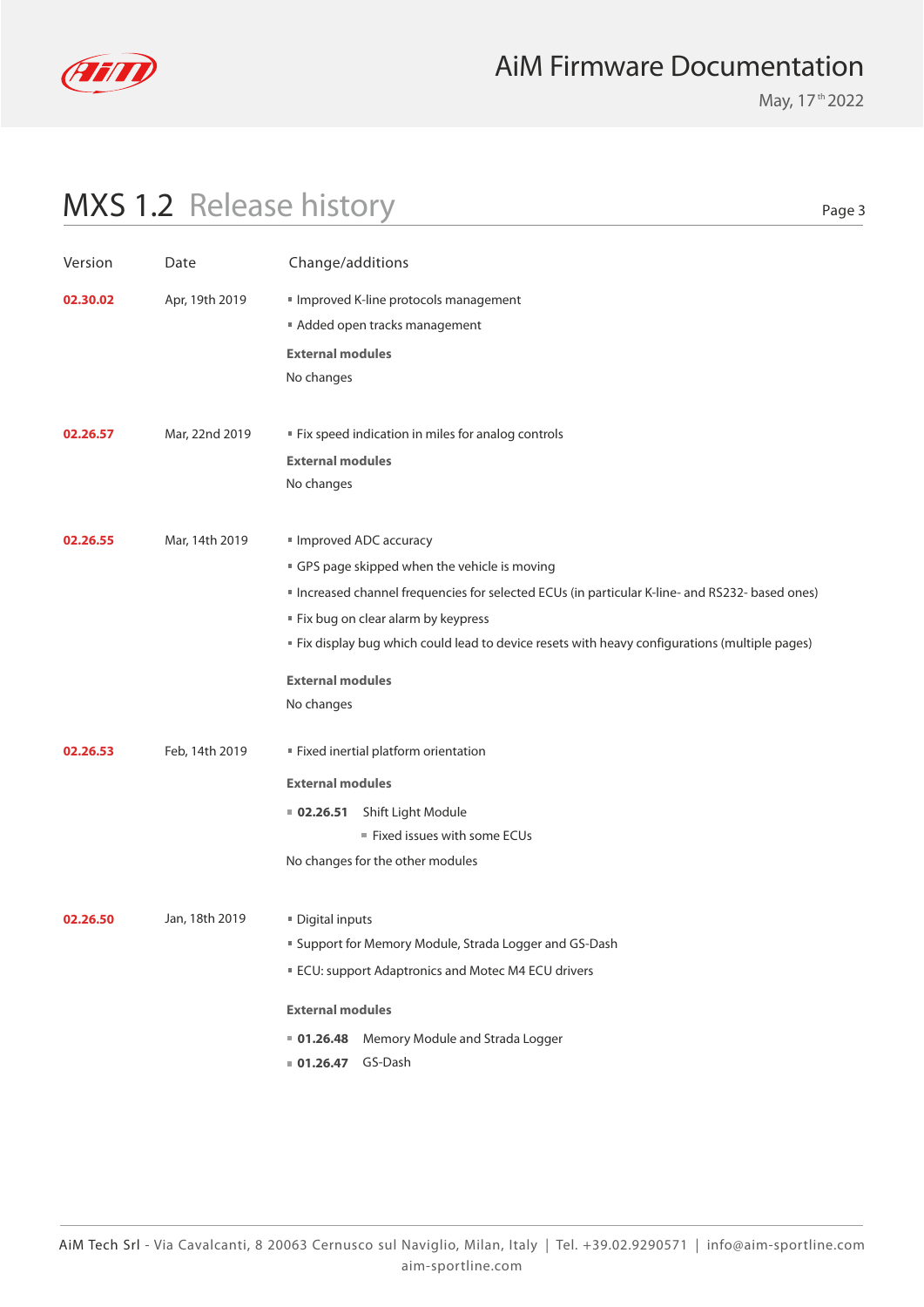# MXS 1.2 Release history

| Version | Date | Change/additions |
|---|---|---|
| **02.30.02** | Apr, 19th 2019 | ▪ Improved K-line protocols management<br>▪ Added open tracks management<br>**External modules**<br>No changes |
| **02.26.57** | Mar, 22nd 2019 | ▪ Fix speed indication in miles for analog controls<br>**External modules**<br>No changes |
| **02.26.55** | Mar, 14th 2019 | ▪ Improved ADC accuracy<br>▪ GPS page skipped when the vehicle is moving<br>▪ Increased channel frequencies for selected ECUs (in particular K-line- and RS232- based ones)<br>▪ Fix bug on clear alarm by keypress<br>▪ Fix display bug which could lead to device resets with heavy configurations (multiple pages)<br>**External modules**<br>No changes |
| **02.26.53** | Feb, 14th 2019 | ▪ Fixed inertial platform orientation<br>**External modules**<br>▪ **02.26.51** Shift Light Module<br>&nbsp;&nbsp;&nbsp;&nbsp;▪ Fixed issues with some ECUs<br>No changes for the other modules |
| **02.26.50** | Jan, 18th 2019 | ▪ Digital inputs<br>▪ Support for Memory Module, Strada Logger and GS-Dash<br>▪ ECU: support Adaptronics and Motec M4 ECU drivers<br>**External modules**<br>▪ **01.26.48** Memory Module and Strada Logger<br>▪ **01.26.47** GS-Dash |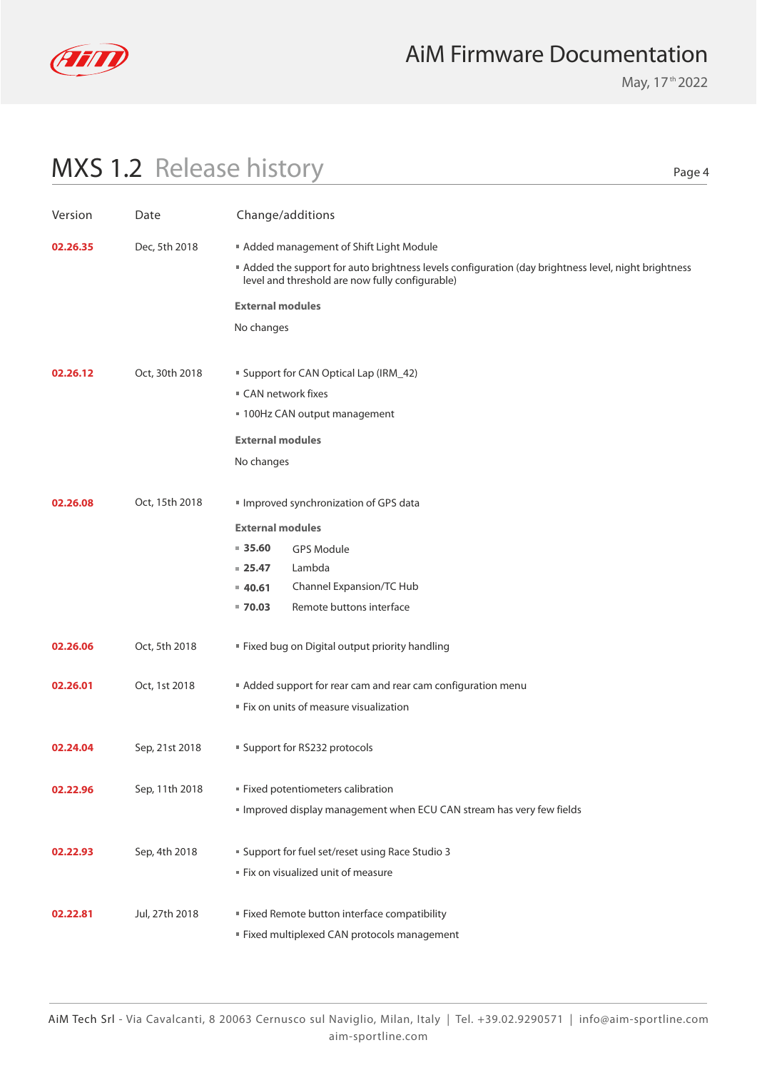# MXS 1.2 Release history

| Version | Date | Change/additions |
|---|---|---|
| **02.26.35** | Dec, 5th 2018 | ▪ Added management of Shift Light Module<br>▪ Added the support for auto brightness levels configuration (day brightness level, night brightness level and threshold are now fully configurable)<br>**External modules**<br>No changes |
| **02.26.12** | Oct, 30th 2018 | ▪ Support for CAN Optical Lap (IRM_42)<br>▪ CAN network fixes<br>▪ 100Hz CAN output management<br>**External modules**<br>No changes |
| **02.26.08** | Oct, 15th 2018 | ▪ Improved synchronization of GPS data<br>**External modules**<br>▪ **35.60** GPS Module<br>▪ **25.47** Lambda<br>▪ **40.61** Channel Expansion/TC Hub<br>▪ **70.03** Remote buttons interface |
| **02.26.06** | Oct, 5th 2018 | ▪ Fixed bug on Digital output priority handling |
| **02.26.01** | Oct, 1st 2018 | ▪ Added support for rear cam and rear cam configuration menu<br>▪ Fix on units of measure visualization |
| **02.24.04** | Sep, 21st 2018 | ▪ Support for RS232 protocols |
| **02.22.96** | Sep, 11th 2018 | ▪ Fixed potentiometers calibration<br>▪ Improved display management when ECU CAN stream has very few fields |
| **02.22.93** | Sep, 4th 2018 | ▪ Support for fuel set/reset using Race Studio 3<br>▪ Fix on visualized unit of measure |
| **02.22.81** | Jul, 27th 2018 | ▪ Fixed Remote button interface compatibility<br>▪ Fixed multiplexed CAN protocols management |

AiM Tech Srl - Via Cavalcanti, 8 20063 Cernusco sul Naviglio, Milan, Italy | Tel. +39.02.9290571 | info@aim-sportline.com
aim-sportline.com